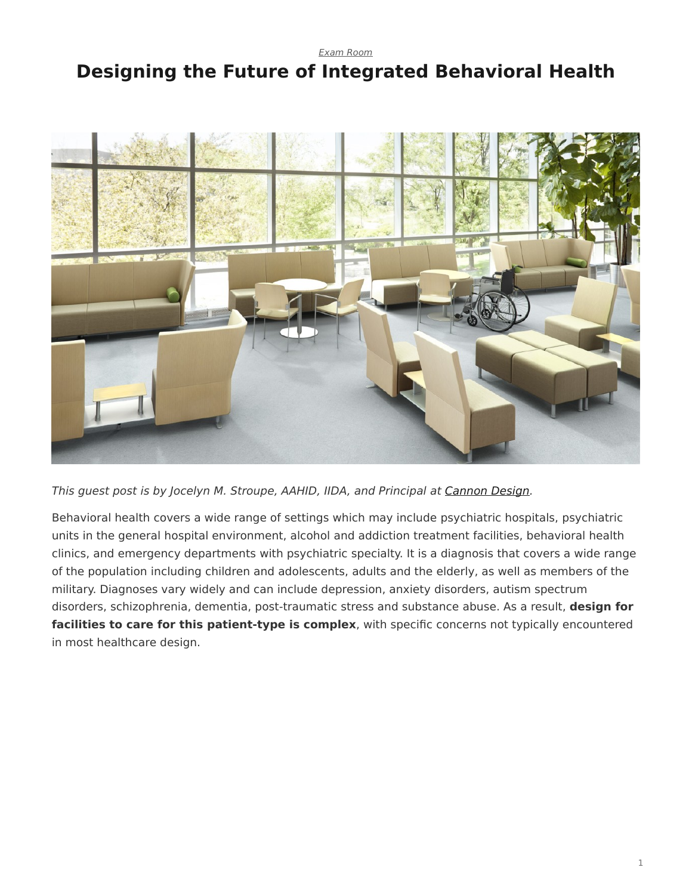*Exam Room*

# Designing the Future of Integrated Behavioral Health

*This guest post is by Jocelyn M. Stroupe, AAHID, IIDA, and Principal at Cannon Design.*

Behavioral health covers a wide range of settings which may include psychiatric hospitals, psychiatric units in the general hospital environment, alcohol and addiction treatment facilities, behavioral health clinics, and emergency departments with psychiatric specialty. It is a diagnosis that covers a wide range of the population including children and adolescents, adults and the elderly, as well as members of the military. Diagnoses vary widely and can include depression, anxiety disorders, autism spectrum disorders, schizophrenia, dementia, post-traumatic stress and substance abuse. As a result, **design for facilities to care for this patient-type is complex**, with specific concerns not typically encountered in most healthcare design.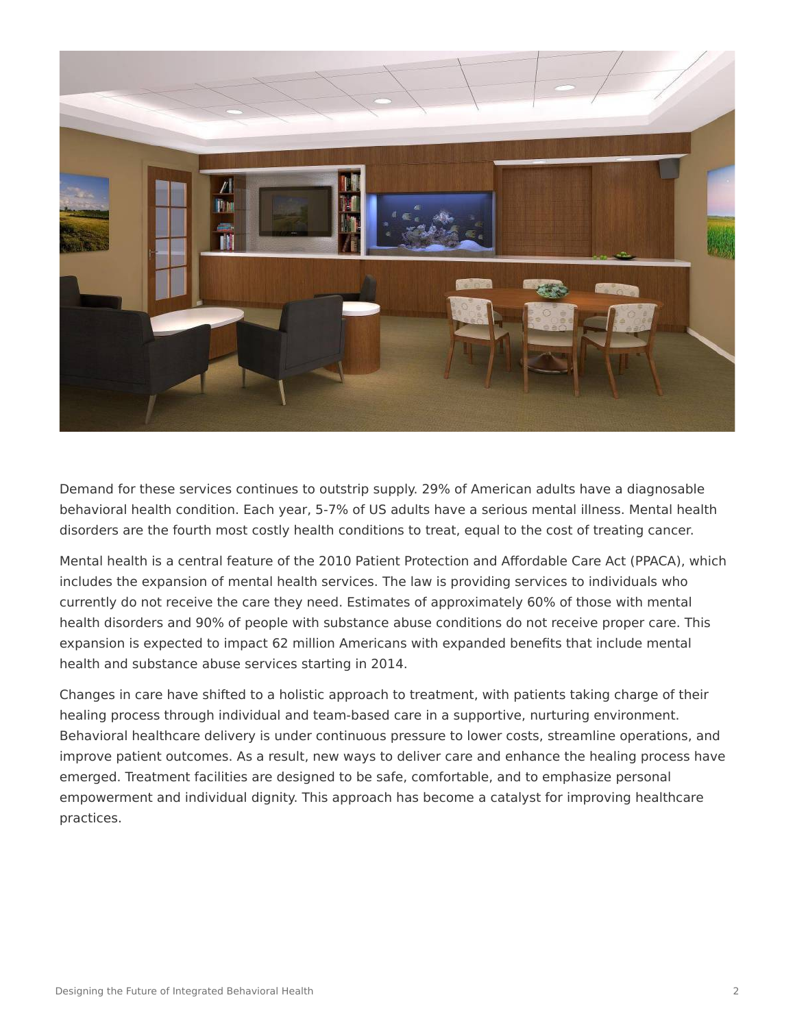Demand for these services continues to outstrip supply. 29% of American adults have a diagnosable behavioral health condition. Each year, 5-7% of US adults have a serious mental illness. Mental health disorders are the fourth most costly health conditions to treat, equal to the cost of treating cancer.

Mental health is a central feature of the 2010 Patient Protection and Affordable Care Act (PPACA), which includes the expansion of mental health services. The law is providing services to individuals who currently do not receive the care they need. Estimates of approximately 60% of those with mental health disorders and 90% of people with substance abuse conditions do not receive proper care. This expansion is expected to impact 62 million Americans with expanded benefits that include mental health and substance abuse services starting in 2014.

Changes in care have shifted to a holistic approach to treatment, with patients taking charge of their healing process through individual and team-based care in a supportive, nurturing environment. Behavioral healthcare delivery is under continuous pressure to lower costs, streamline operations, and improve patient outcomes. As a result, new ways to deliver care and enhance the healing process have emerged. Treatment facilities are designed to be safe, comfortable, and to emphasize personal empowerment and individual dignity. This approach has become a catalyst for improving healthcare practices.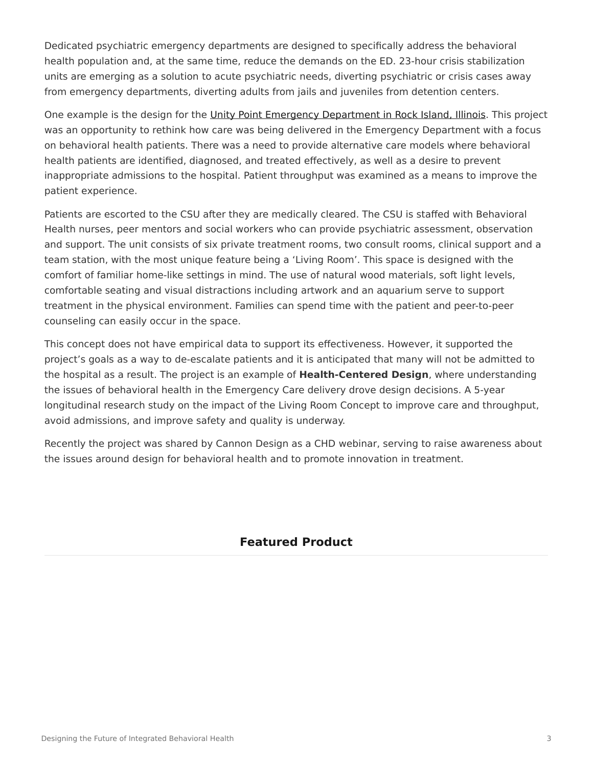Dedicated psychiatric emergency departments are designed to specifically address the behavioral health population and, at the same time, reduce the demands on the ED. 23-hour crisis stabilization units are emerging as a solution to acute psychiatric needs, diverting psychiatric or crisis cases away from emergency departments, diverting adults from jails and juveniles from detention centers.

One example is the design for the Unity Point Emergency Department in Rock Island, Illinois. This project was an opportunity to rethink how care was being delivered in the Emergency Department with a focus on behavioral health patients. There was a need to provide alternative care models where behavioral health patients are identified, diagnosed, and treated effectively, as well as a desire to prevent inappropriate admissions to the hospital. Patient throughput was examined as a means to improve the patient experience.

Patients are escorted to the CSU after they are medically cleared. The CSU is staffed with Behavioral Health nurses, peer mentors and social workers who can provide psychiatric assessment, observation and support. The unit consists of six private treatment rooms, two consult rooms, clinical support and a team station, with the most unique feature being a 'Living Room'. This space is designed with the comfort of familiar home-like settings in mind. The use of natural wood materials, soft light levels, comfortable seating and visual distractions including artwork and an aquarium serve to support treatment in the physical environment. Families can spend time with the patient and peer-to-peer counseling can easily occur in the space.

This concept does not have empirical data to support its effectiveness. However, it supported the project's goals as a way to de-escalate patients and it is anticipated that many will not be admitted to the hospital as a result. The project is an example of **Health-Centered Design**, where understanding the issues of behavioral health in the Emergency Care delivery drove design decisions. A 5-year longitudinal research study on the impact of the Living Room Concept to improve care and throughput, avoid admissions, and improve safety and quality is underway.

Recently the project was shared by Cannon Design as a CHD webinar, serving to raise awareness about the issues around design for behavioral health and to promote innovation in treatment.

## Featured Product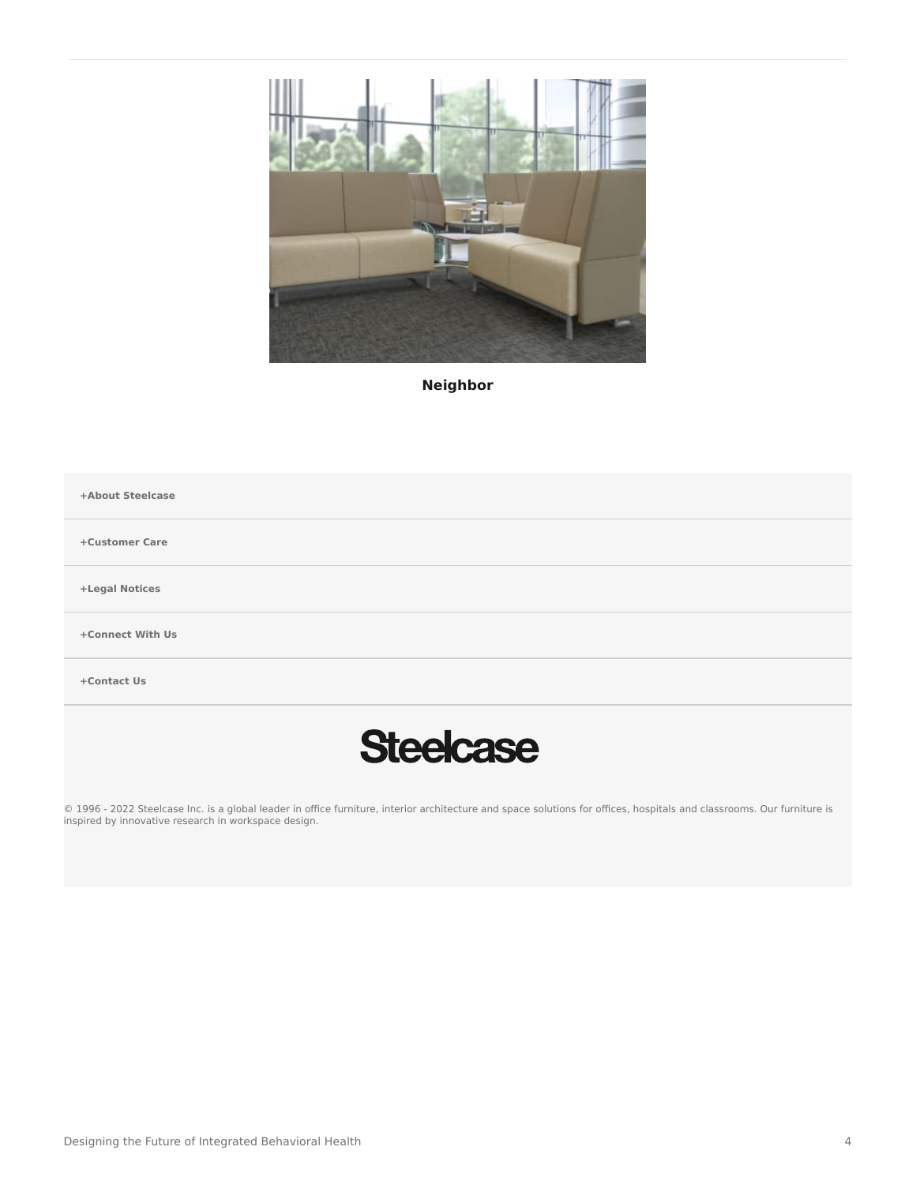**Neighbor**

+About Steelcase

+Customer Care

+Legal Notices

+Connect With Us

+Contact Us

Steelcase

© 1996 - 2022 Steelcase Inc. is a global leader in office furniture, interior architecture and space solutions for offices, hospitals and classrooms. Our furniture is inspired by innovative research in workspace design.